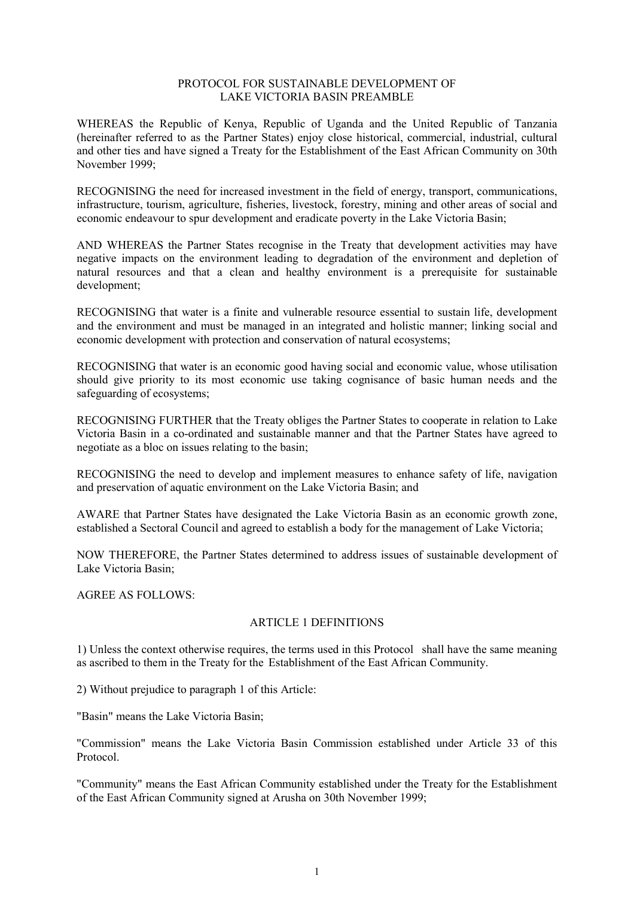# PROTOCOL FOR SUSTAINABLE DEVELOPMENT OF LAKE VICTORIA BASIN PREAMBLE

WHEREAS the Republic of Kenya, Republic of Uganda and the United Republic of Tanzania (hereinafter referred to as the Partner States) enjoy close historical, commercial, industrial, cultural and other ties and have signed a Treaty for the Establishment of the East African Community on 30th November 1999;

RECOGNISING the need for increased investment in the field of energy, transport, communications, infrastructure, tourism, agriculture, fisheries, livestock, forestry, mining and other areas of social and economic endeavour to spur development and eradicate poverty in the Lake Victoria Basin;

AND WHEREAS the Partner States recognise in the Treaty that development activities may have negative impacts on the environment leading to degradation of the environment and depletion of natural resources and that a clean and healthy environment is a prerequisite for sustainable development;

RECOGNISING that water is a finite and vulnerable resource essential to sustain life, development and the environment and must be managed in an integrated and holistic manner; linking social and economic development with protection and conservation of natural ecosystems;

RECOGNISING that water is an economic good having social and economic value, whose utilisation should give priority to its most economic use taking cognisance of basic human needs and the safeguarding of ecosystems;

RECOGNISING FURTHER that the Treaty obliges the Partner States to cooperate in relation to Lake Victoria Basin in a co-ordinated and sustainable manner and that the Partner States have agreed to negotiate as a bloc on issues relating to the basin;

RECOGNISING the need to develop and implement measures to enhance safety of life, navigation and preservation of aquatic environment on the Lake Victoria Basin; and

AWARE that Partner States have designated the Lake Victoria Basin as an economic growth zone, established a Sectoral Council and agreed to establish a body for the management of Lake Victoria;

NOW THEREFORE, the Partner States determined to address issues of sustainable development of Lake Victoria Basin;

AGREE AS FOLLOWS:

## ARTICLE 1 DEFINITIONS

1) Unless the context otherwise requires, the terms used in this Protocol shall have the same meaning as ascribed to them in the Treaty for the Establishment of the East African Community.

2) Without prejudice to paragraph 1 of this Article:

"Basin" means the Lake Victoria Basin;

"Commission" means the Lake Victoria Basin Commission established under Article 33 of this Protocol.

"Community" means the East African Community established under the Treaty for the Establishment of the East African Community signed at Arusha on 30th November 1999;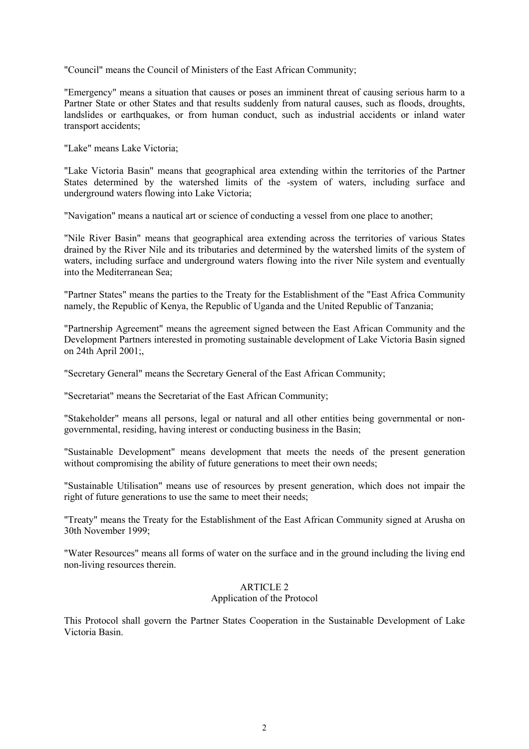"Council" means the Council of Ministers of the East African Community;

"Emergency" means a situation that causes or poses an imminent threat of causing serious harm to a Partner State or other States and that results suddenly from natural causes, such as floods, droughts, landslides or earthquakes, or from human conduct, such as industrial accidents or inland water transport accidents;

"Lake" means Lake Victoria;

"Lake Victoria Basin" means that geographical area extending within the territories of the Partner States determined by the watershed limits of the -system of waters, including surface and underground waters flowing into Lake Victoria;

"Navigation" means a nautical art or science of conducting a vessel from one place to another;

"Nile River Basin" means that geographical area extending across the territories of various States drained by the River Nile and its tributaries and determined by the watershed limits of the system of waters, including surface and underground waters flowing into the river Nile system and eventually into the Mediterranean Sea;

"Partner States" means the parties to the Treaty for the Establishment of the "East Africa Community namely, the Republic of Kenya, the Republic of Uganda and the United Republic of Tanzania;

"Partnership Agreement" means the agreement signed between the East African Community and the Development Partners interested in promoting sustainable development of Lake Victoria Basin signed on 24th April 2001;,

"Secretary General" means the Secretary General of the East African Community;

"Secretariat" means the Secretariat of the East African Community;

"Stakeholder" means all persons, legal or natural and all other entities being governmental or non-governmental, residing, having interest or conducting business in the Basin;

"Sustainable Development" means development that meets the needs of the present generation without compromising the ability of future generations to meet their own needs;

"Sustainable Utilisation" means use of resources by present generation, which does not impair the right of future generations to use the same to meet their needs;

"Treaty" means the Treaty for the Establishment of the East African Community signed at Arusha on 30th November 1999;

"Water Resources" means all forms of water on the surface and in the ground including the living end non-living resources therein.

## ARTICLE 2
### Application of the Protocol

This Protocol shall govern the Partner States Cooperation in the Sustainable Development of Lake Victoria Basin.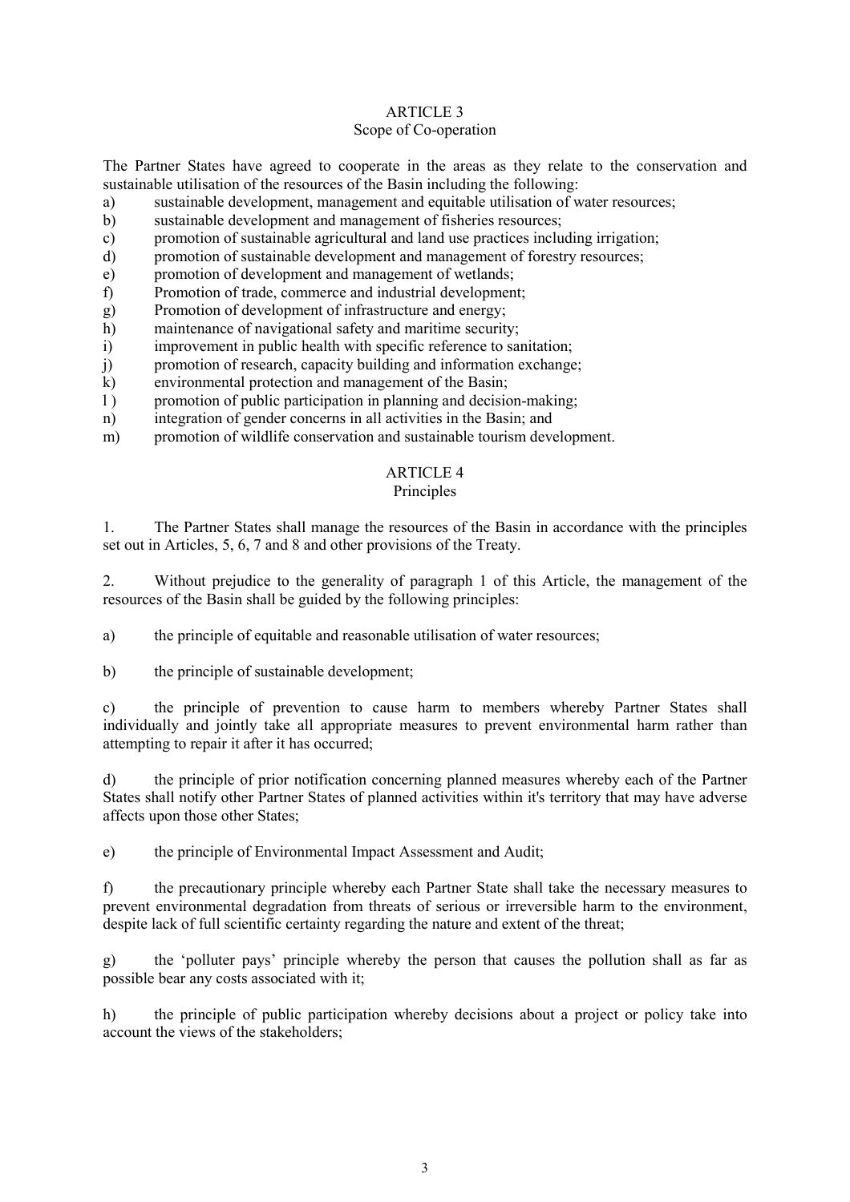## ARTICLE 3
### Scope of Co-operation

The Partner States have agreed to cooperate in the areas as they relate to the conservation and sustainable utilisation of the resources of the Basin including the following:

a) sustainable development, management and equitable utilisation of water resources;
b) sustainable development and management of fisheries resources;
c) promotion of sustainable agricultural and land use practices including irrigation;
d) promotion of sustainable development and management of forestry resources;
e) promotion of development and management of wetlands;
f) Promotion of trade, commerce and industrial development;
g) Promotion of development of infrastructure and energy;
h) maintenance of navigational safety and maritime security;
i) improvement in public health with specific reference to sanitation;
j) promotion of research, capacity building and information exchange;
k) environmental protection and management of the Basin;
l ) promotion of public participation in planning and decision-making;
n) integration of gender concerns in all activities in the Basin; and
m) promotion of wildlife conservation and sustainable tourism development.

## ARTICLE 4
### Principles

1. The Partner States shall manage the resources of the Basin in accordance with the principles set out in Articles, 5, 6, 7 and 8 and other provisions of the Treaty.

2. Without prejudice to the generality of paragraph 1 of this Article, the management of the resources of the Basin shall be guided by the following principles:

a) the principle of equitable and reasonable utilisation of water resources;

b) the principle of sustainable development;

c) the principle of prevention to cause harm to members whereby Partner States shall individually and jointly take all appropriate measures to prevent environmental harm rather than attempting to repair it after it has occurred;

d) the principle of prior notification concerning planned measures whereby each of the Partner States shall notify other Partner States of planned activities within it's territory that may have adverse affects upon those other States;

e) the principle of Environmental Impact Assessment and Audit;

f) the precautionary principle whereby each Partner State shall take the necessary measures to prevent environmental degradation from threats of serious or irreversible harm to the environment, despite lack of full scientific certainty regarding the nature and extent of the threat;

g) the 'polluter pays' principle whereby the person that causes the pollution shall as far as possible bear any costs associated with it;

h) the principle of public participation whereby decisions about a project or policy take into account the views of the stakeholders;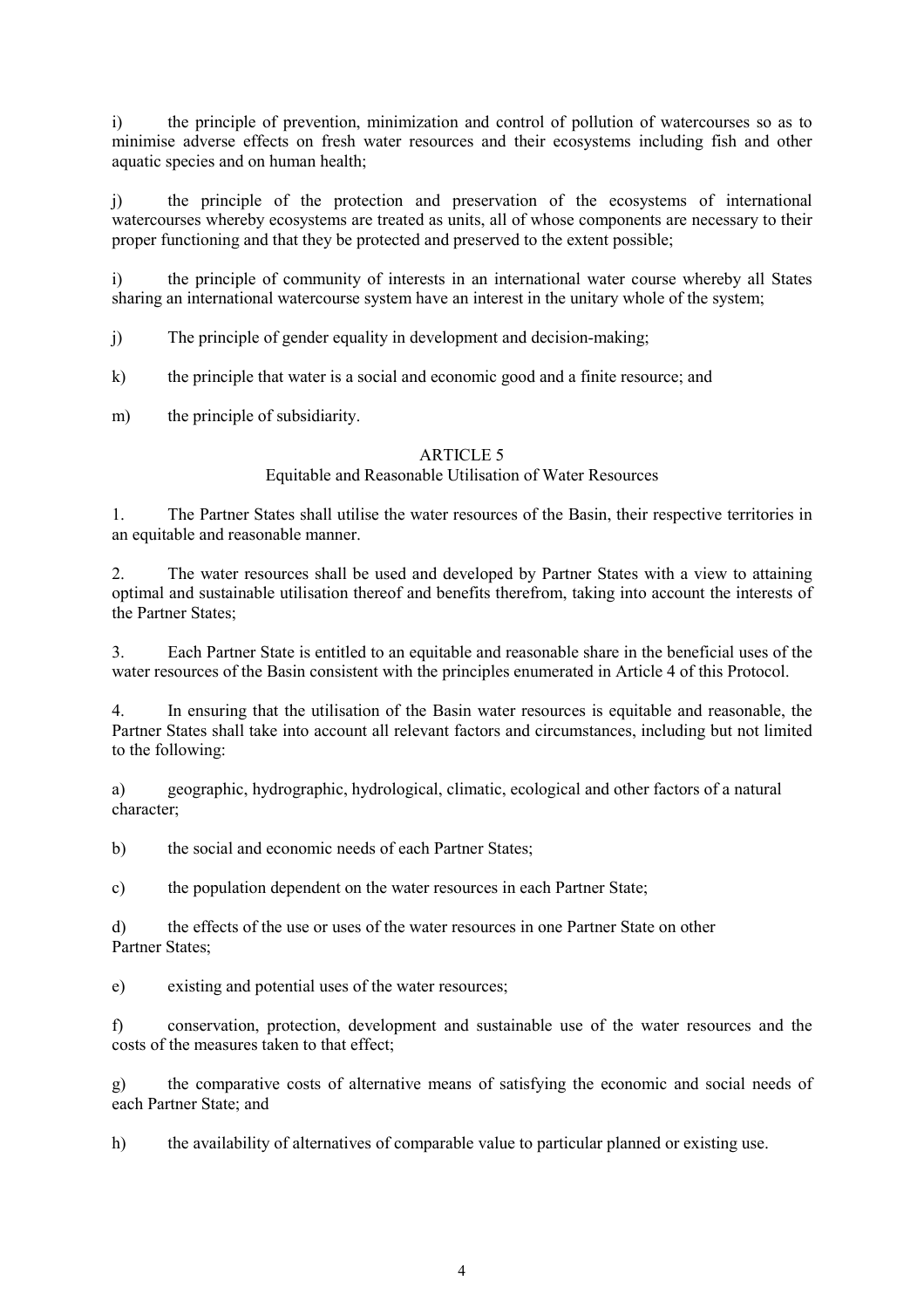i) the principle of prevention, minimization and control of pollution of watercourses so as to minimise adverse effects on fresh water resources and their ecosystems including fish and other aquatic species and on human health;

j) the principle of the protection and preservation of the ecosystems of international watercourses whereby ecosystems are treated as units, all of whose components are necessary to their proper functioning and that they be protected and preserved to the extent possible;

i) the principle of community of interests in an international water course whereby all States sharing an international watercourse system have an interest in the unitary whole of the system;

j) The principle of gender equality in development and decision-making;

k) the principle that water is a social and economic good and a finite resource; and

m) the principle of subsidiarity.

## ARTICLE 5
### Equitable and Reasonable Utilisation of Water Resources

1. The Partner States shall utilise the water resources of the Basin, their respective territories in an equitable and reasonable manner.

2. The water resources shall be used and developed by Partner States with a view to attaining optimal and sustainable utilisation thereof and benefits therefrom, taking into account the interests of the Partner States;

3. Each Partner State is entitled to an equitable and reasonable share in the beneficial uses of the water resources of the Basin consistent with the principles enumerated in Article 4 of this Protocol.

4. In ensuring that the utilisation of the Basin water resources is equitable and reasonable, the Partner States shall take into account all relevant factors and circumstances, including but not limited to the following:

a) geographic, hydrographic, hydrological, climatic, ecological and other factors of a natural character;

b) the social and economic needs of each Partner States;

c) the population dependent on the water resources in each Partner State;

d) the effects of the use or uses of the water resources in one Partner State on other Partner States;

e) existing and potential uses of the water resources;

f) conservation, protection, development and sustainable use of the water resources and the costs of the measures taken to that effect;

g) the comparative costs of alternative means of satisfying the economic and social needs of each Partner State; and

h) the availability of alternatives of comparable value to particular planned or existing use.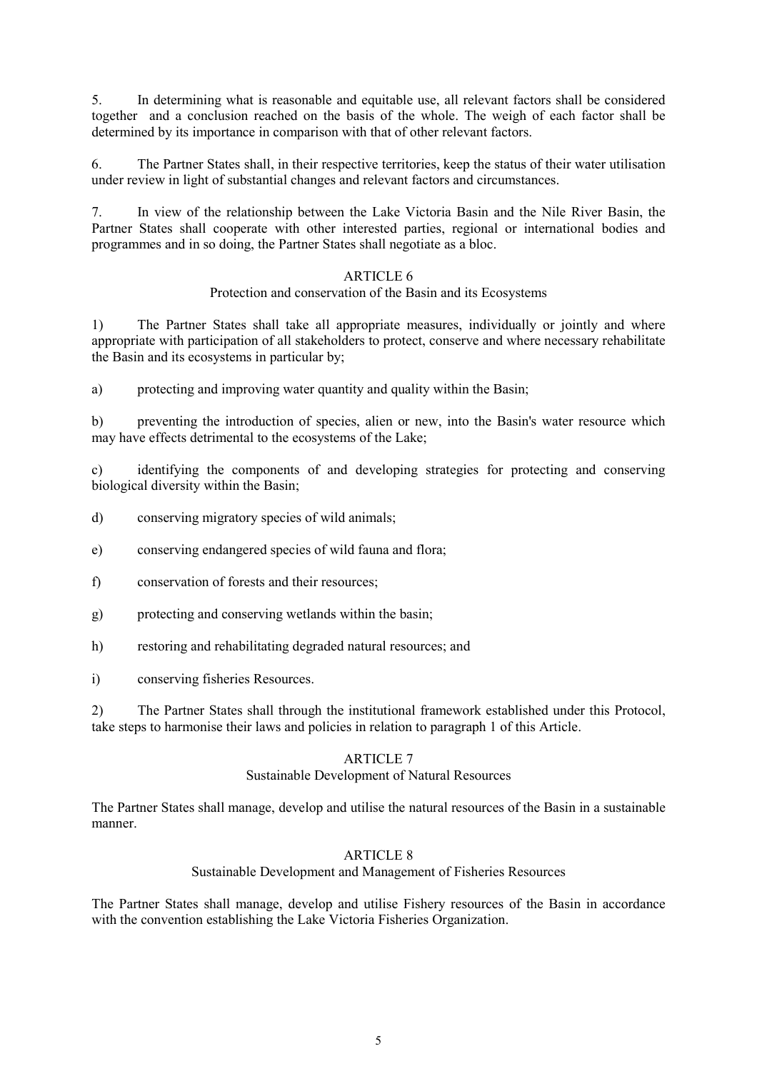5. In determining what is reasonable and equitable use, all relevant factors shall be considered together and a conclusion reached on the basis of the whole. The weigh of each factor shall be determined by its importance in comparison with that of other relevant factors.

6. The Partner States shall, in their respective territories, keep the status of their water utilisation under review in light of substantial changes and relevant factors and circumstances.

7. In view of the relationship between the Lake Victoria Basin and the Nile River Basin, the Partner States shall cooperate with other interested parties, regional or international bodies and programmes and in so doing, the Partner States shall negotiate as a bloc.

## ARTICLE 6

### Protection and conservation of the Basin and its Ecosystems

1) The Partner States shall take all appropriate measures, individually or jointly and where appropriate with participation of all stakeholders to protect, conserve and where necessary rehabilitate the Basin and its ecosystems in particular by;

a) protecting and improving water quantity and quality within the Basin;

b) preventing the introduction of species, alien or new, into the Basin's water resource which may have effects detrimental to the ecosystems of the Lake;

c) identifying the components of and developing strategies for protecting and conserving biological diversity within the Basin;

d) conserving migratory species of wild animals;

e) conserving endangered species of wild fauna and flora;

f) conservation of forests and their resources;

g) protecting and conserving wetlands within the basin;

h) restoring and rehabilitating degraded natural resources; and

i) conserving fisheries Resources.

2) The Partner States shall through the institutional framework established under this Protocol, take steps to harmonise their laws and policies in relation to paragraph 1 of this Article.

## ARTICLE 7

### Sustainable Development of Natural Resources

The Partner States shall manage, develop and utilise the natural resources of the Basin in a sustainable manner.

## ARTICLE 8

### Sustainable Development and Management of Fisheries Resources

The Partner States shall manage, develop and utilise Fishery resources of the Basin in accordance with the convention establishing the Lake Victoria Fisheries Organization.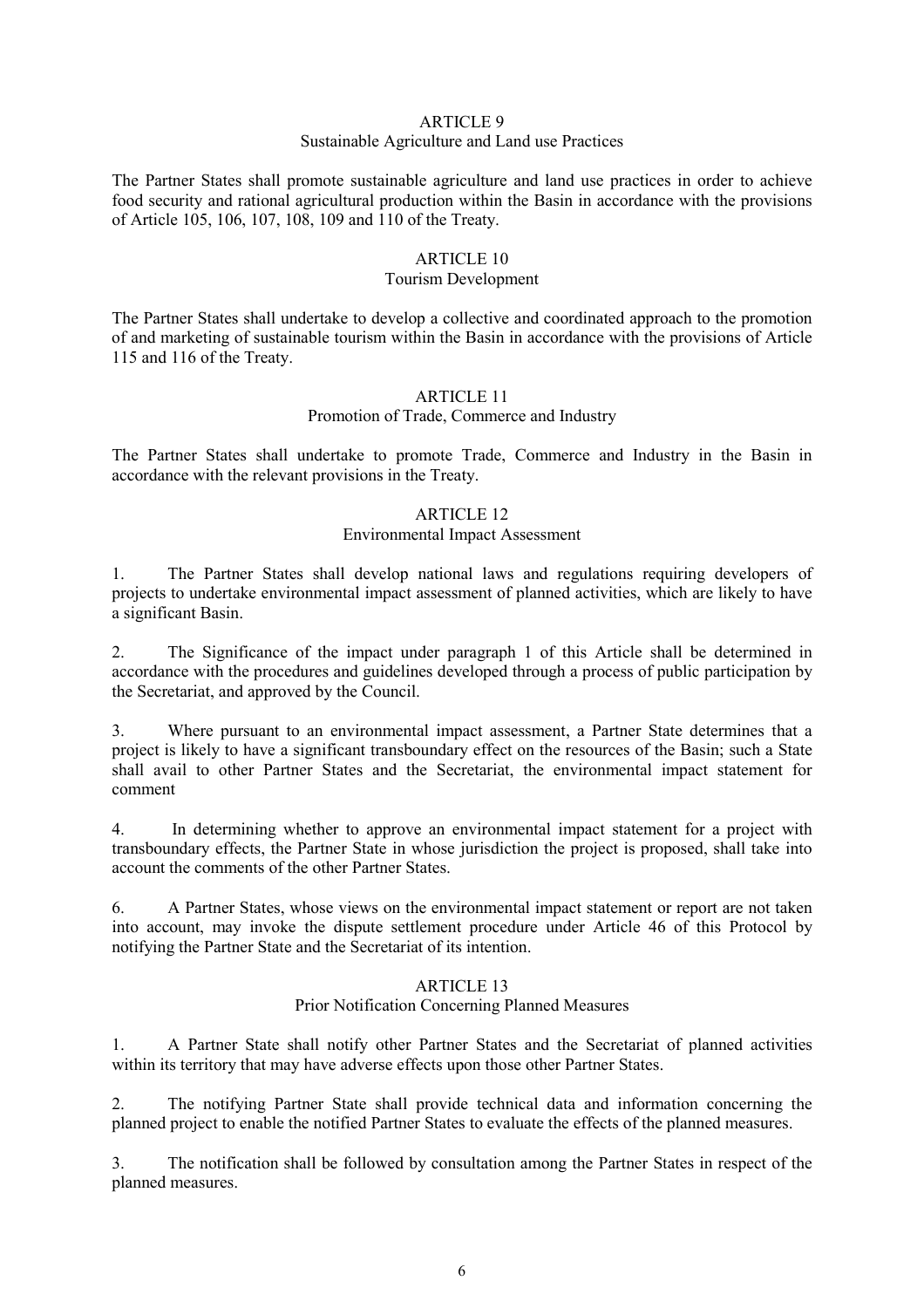## ARTICLE 9

### Sustainable Agriculture and Land use Practices

The Partner States shall promote sustainable agriculture and land use practices in order to achieve food security and rational agricultural production within the Basin in accordance with the provisions of Article 105, 106, 107, 108, 109 and 110 of the Treaty.

## ARTICLE 10

### Tourism Development

The Partner States shall undertake to develop a collective and coordinated approach to the promotion of and marketing of sustainable tourism within the Basin in accordance with the provisions of Article 115 and 116 of the Treaty.

## ARTICLE 11

### Promotion of Trade, Commerce and Industry

The Partner States shall undertake to promote Trade, Commerce and Industry in the Basin in accordance with the relevant provisions in the Treaty.

## ARTICLE 12

### Environmental Impact Assessment

1. The Partner States shall develop national laws and regulations requiring developers of projects to undertake environmental impact assessment of planned activities, which are likely to have a significant Basin.

2. The Significance of the impact under paragraph 1 of this Article shall be determined in accordance with the procedures and guidelines developed through a process of public participation by the Secretariat, and approved by the Council.

3. Where pursuant to an environmental impact assessment, a Partner State determines that a project is likely to have a significant transboundary effect on the resources of the Basin; such a State shall avail to other Partner States and the Secretariat, the environmental impact statement for comment

4. In determining whether to approve an environmental impact statement for a project with transboundary effects, the Partner State in whose jurisdiction the project is proposed, shall take into account the comments of the other Partner States.

6. A Partner States, whose views on the environmental impact statement or report are not taken into account, may invoke the dispute settlement procedure under Article 46 of this Protocol by notifying the Partner State and the Secretariat of its intention.

## ARTICLE 13

### Prior Notification Concerning Planned Measures

1. A Partner State shall notify other Partner States and the Secretariat of planned activities within its territory that may have adverse effects upon those other Partner States.

2. The notifying Partner State shall provide technical data and information concerning the planned project to enable the notified Partner States to evaluate the effects of the planned measures.

3. The notification shall be followed by consultation among the Partner States in respect of the planned measures.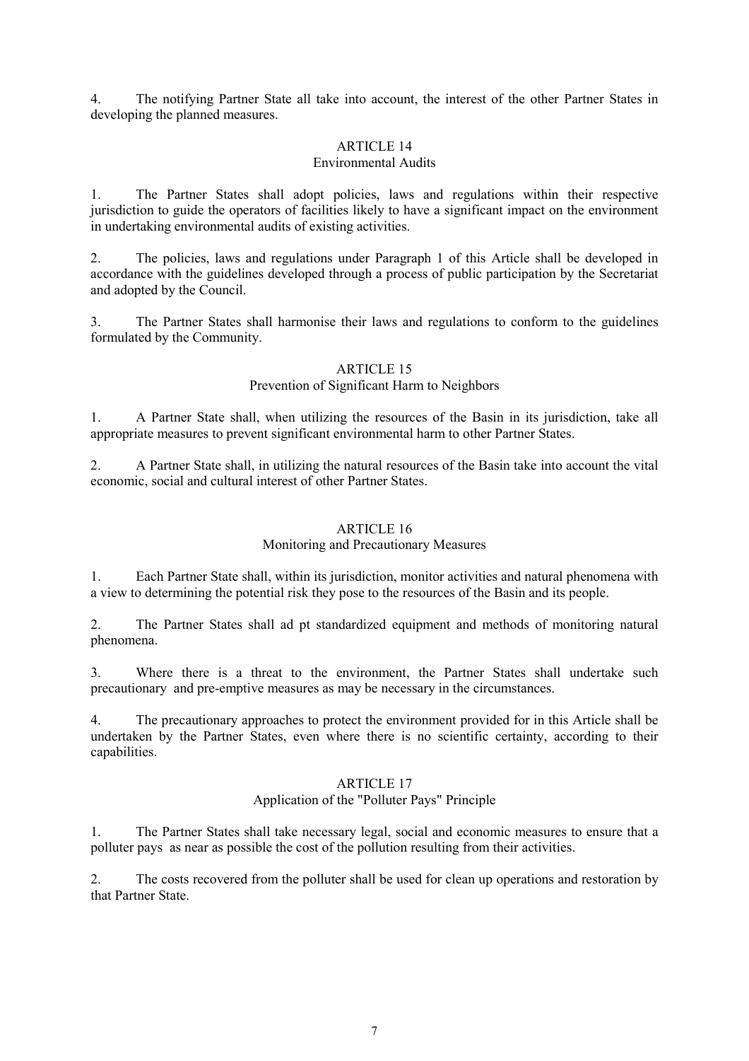4. The notifying Partner State all take into account, the interest of the other Partner States in developing the planned measures.

## ARTICLE 14

### Environmental Audits

1. The Partner States shall adopt policies, laws and regulations within their respective jurisdiction to guide the operators of facilities likely to have a significant impact on the environment in undertaking environmental audits of existing activities.

2. The policies, laws and regulations under Paragraph 1 of this Article shall be developed in accordance with the guidelines developed through a process of public participation by the Secretariat and adopted by the Council.

3. The Partner States shall harmonise their laws and regulations to conform to the guidelines formulated by the Community.

## ARTICLE 15

### Prevention of Significant Harm to Neighbors

1. A Partner State shall, when utilizing the resources of the Basin in its jurisdiction, take all appropriate measures to prevent significant environmental harm to other Partner States.

2. A Partner State shall, in utilizing the natural resources of the Basin take into account the vital economic, social and cultural interest of other Partner States.

## ARTICLE 16

### Monitoring and Precautionary Measures

1. Each Partner State shall, within its jurisdiction, monitor activities and natural phenomena with a view to determining the potential risk they pose to the resources of the Basin and its people.

2. The Partner States shall ad pt standardized equipment and methods of monitoring natural phenomena.

3. Where there is a threat to the environment, the Partner States shall undertake such precautionary and pre-emptive measures as may be necessary in the circumstances.

4. The precautionary approaches to protect the environment provided for in this Article shall be undertaken by the Partner States, even where there is no scientific certainty, according to their capabilities.

## ARTICLE 17

### Application of the "Polluter Pays" Principle

1. The Partner States shall take necessary legal, social and economic measures to ensure that a polluter pays as near as possible the cost of the pollution resulting from their activities.

2. The costs recovered from the polluter shall be used for clean up operations and restoration by that Partner State.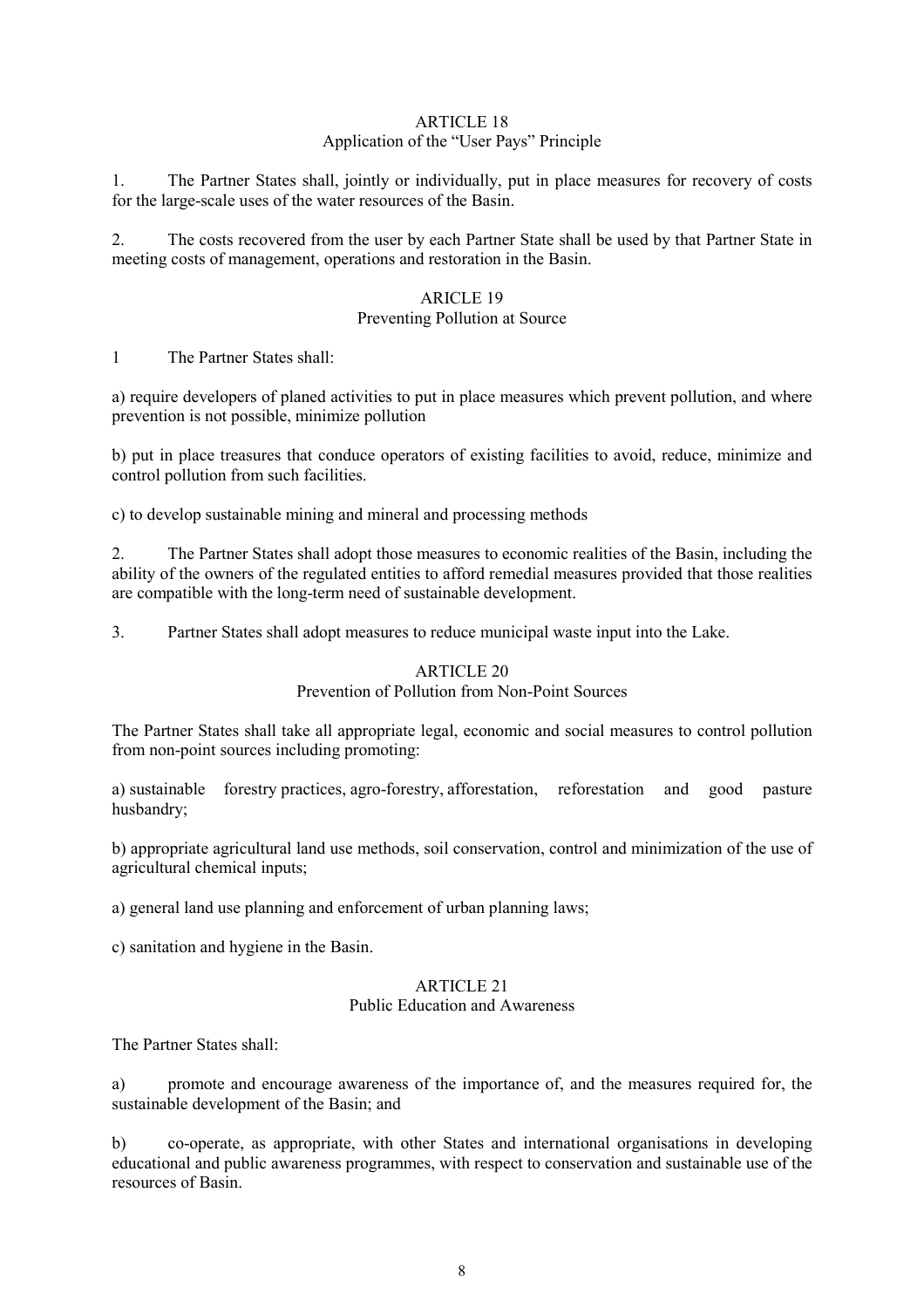## ARTICLE 18
### Application of the "User Pays" Principle

1. The Partner States shall, jointly or individually, put in place measures for recovery of costs for the large-scale uses of the water resources of the Basin.

2. The costs recovered from the user by each Partner State shall be used by that Partner State in meeting costs of management, operations and restoration in the Basin.

## ARICLE 19
### Preventing Pollution at Source

1 The Partner States shall:

a) require developers of planed activities to put in place measures which prevent pollution, and where prevention is not possible, minimize pollution

b) put in place treasures that conduce operators of existing facilities to avoid, reduce, minimize and control pollution from such facilities.

c) to develop sustainable mining and mineral and processing methods

2. The Partner States shall adopt those measures to economic realities of the Basin, including the ability of the owners of the regulated entities to afford remedial measures provided that those realities are compatible with the long-term need of sustainable development.

3. Partner States shall adopt measures to reduce municipal waste input into the Lake.

## ARTICLE 20
### Prevention of Pollution from Non-Point Sources

The Partner States shall take all appropriate legal, economic and social measures to control pollution from non-point sources including promoting:

a) sustainable forestry practices, agro-forestry, afforestation, reforestation and good pasture husbandry;

b) appropriate agricultural land use methods, soil conservation, control and minimization of the use of agricultural chemical inputs;

a) general land use planning and enforcement of urban planning laws;

c) sanitation and hygiene in the Basin.

## ARTICLE 21
### Public Education and Awareness

The Partner States shall:

a) promote and encourage awareness of the importance of, and the measures required for, the sustainable development of the Basin; and

b) co-operate, as appropriate, with other States and international organisations in developing educational and public awareness programmes, with respect to conservation and sustainable use of the resources of Basin.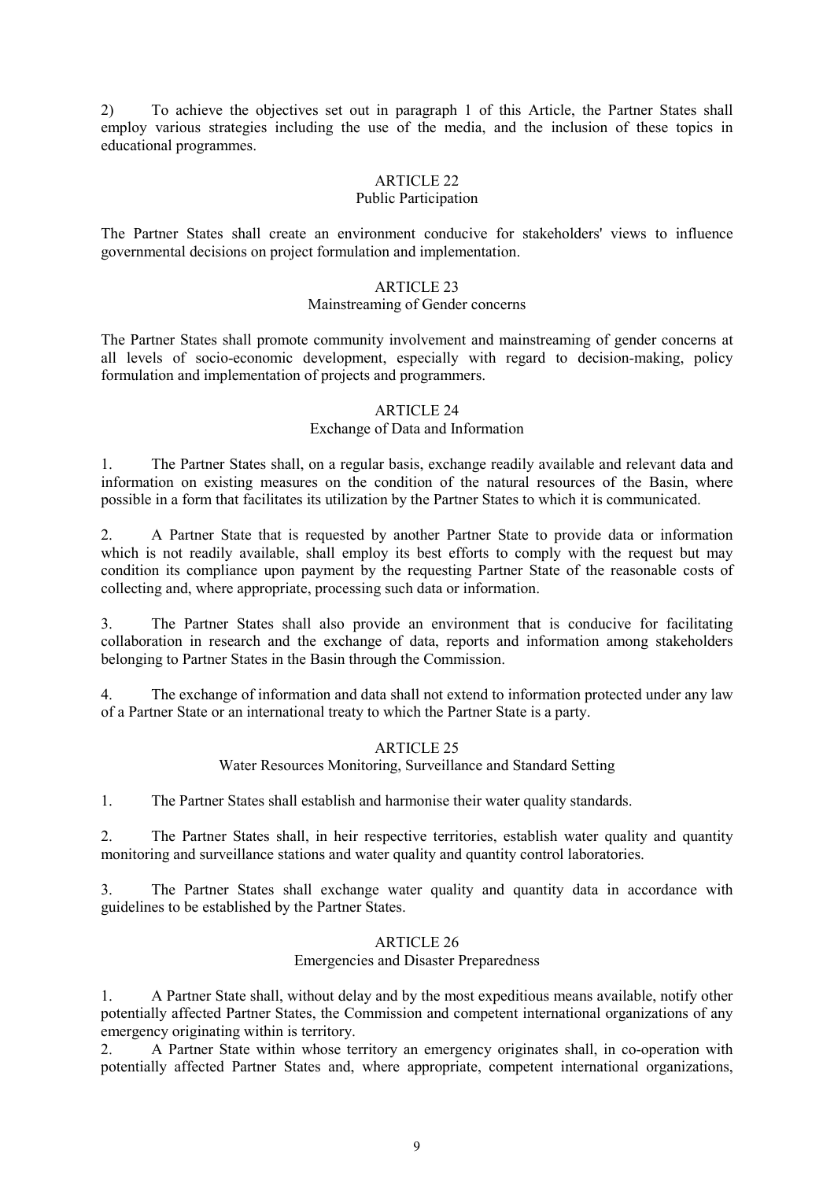2) To achieve the objectives set out in paragraph 1 of this Article, the Partner States shall employ various strategies including the use of the media, and the inclusion of these topics in educational programmes.

## ARTICLE 22
### Public Participation

The Partner States shall create an environment conducive for stakeholders' views to influence governmental decisions on project formulation and implementation.

## ARTICLE 23
### Mainstreaming of Gender concerns

The Partner States shall promote community involvement and mainstreaming of gender concerns at all levels of socio-economic development, especially with regard to decision-making, policy formulation and implementation of projects and programmers.

## ARTICLE 24
### Exchange of Data and Information

1. The Partner States shall, on a regular basis, exchange readily available and relevant data and information on existing measures on the condition of the natural resources of the Basin, where possible in a form that facilitates its utilization by the Partner States to which it is communicated.

2. A Partner State that is requested by another Partner State to provide data or information which is not readily available, shall employ its best efforts to comply with the request but may condition its compliance upon payment by the requesting Partner State of the reasonable costs of collecting and, where appropriate, processing such data or information.

3. The Partner States shall also provide an environment that is conducive for facilitating collaboration in research and the exchange of data, reports and information among stakeholders belonging to Partner States in the Basin through the Commission.

4. The exchange of information and data shall not extend to information protected under any law of a Partner State or an international treaty to which the Partner State is a party.

## ARTICLE 25
### Water Resources Monitoring, Surveillance and Standard Setting

1. The Partner States shall establish and harmonise their water quality standards.

2. The Partner States shall, in heir respective territories, establish water quality and quantity monitoring and surveillance stations and water quality and quantity control laboratories.

3. The Partner States shall exchange water quality and quantity data in accordance with guidelines to be established by the Partner States.

## ARTICLE 26
### Emergencies and Disaster Preparedness

1. A Partner State shall, without delay and by the most expeditious means available, notify other potentially affected Partner States, the Commission and competent international organizations of any emergency originating within is territory.

2. A Partner State within whose territory an emergency originates shall, in co-operation with potentially affected Partner States and, where appropriate, competent international organizations,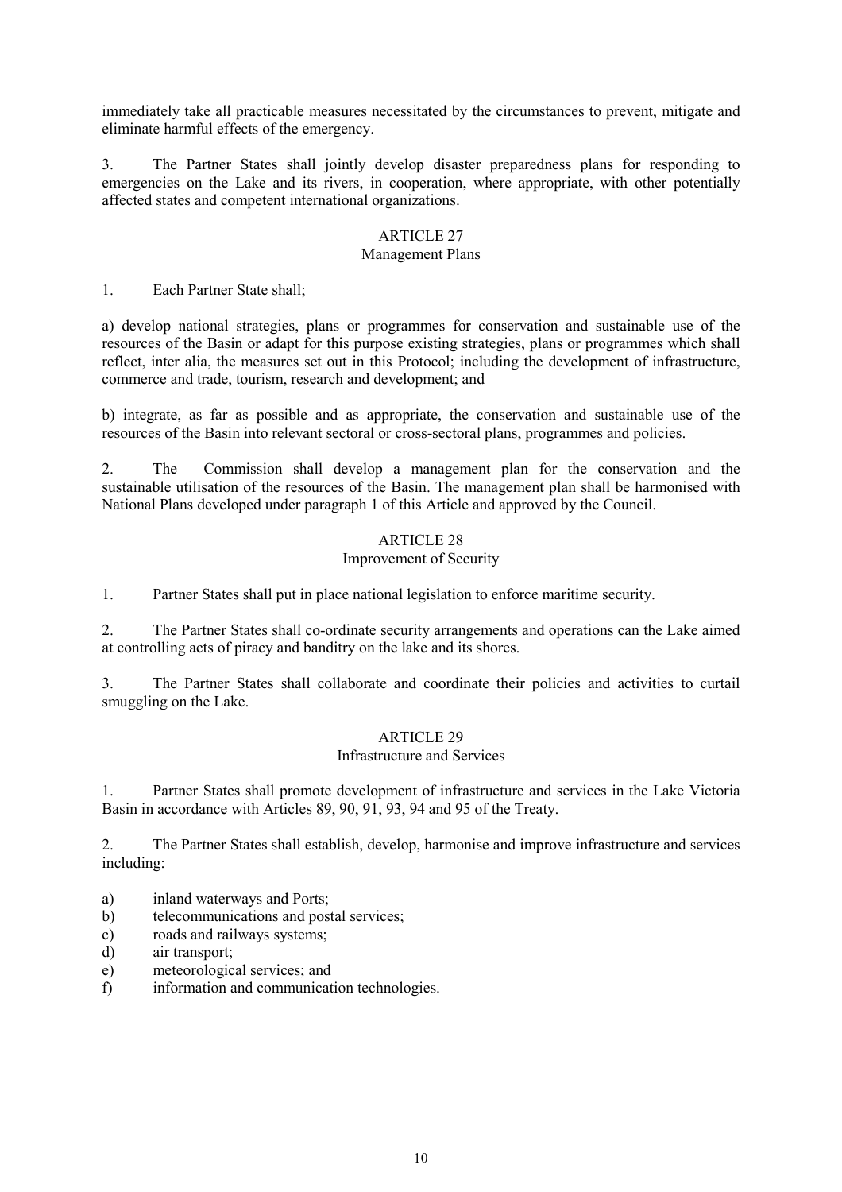immediately take all practicable measures necessitated by the circumstances to prevent, mitigate and eliminate harmful effects of the emergency.

3. The Partner States shall jointly develop disaster preparedness plans for responding to emergencies on the Lake and its rivers, in cooperation, where appropriate, with other potentially affected states and competent international organizations.

## ARTICLE 27
### Management Plans

1. Each Partner State shall;

a) develop national strategies, plans or programmes for conservation and sustainable use of the resources of the Basin or adapt for this purpose existing strategies, plans or programmes which shall reflect, inter alia, the measures set out in this Protocol; including the development of infrastructure, commerce and trade, tourism, research and development; and

b) integrate, as far as possible and as appropriate, the conservation and sustainable use of the resources of the Basin into relevant sectoral or cross-sectoral plans, programmes and policies.

2. The Commission shall develop a management plan for the conservation and the sustainable utilisation of the resources of the Basin. The management plan shall be harmonised with National Plans developed under paragraph 1 of this Article and approved by the Council.

## ARTICLE 28
### Improvement of Security

1. Partner States shall put in place national legislation to enforce maritime security.

2. The Partner States shall co-ordinate security arrangements and operations can the Lake aimed at controlling acts of piracy and banditry on the lake and its shores.

3. The Partner States shall collaborate and coordinate their policies and activities to curtail smuggling on the Lake.

## ARTICLE 29
### Infrastructure and Services

1. Partner States shall promote development of infrastructure and services in the Lake Victoria Basin in accordance with Articles 89, 90, 91, 93, 94 and 95 of the Treaty.

2. The Partner States shall establish, develop, harmonise and improve infrastructure and services including:

a) inland waterways and Ports;
b) telecommunications and postal services;
c) roads and railways systems;
d) air transport;
e) meteorological services; and
f) information and communication technologies.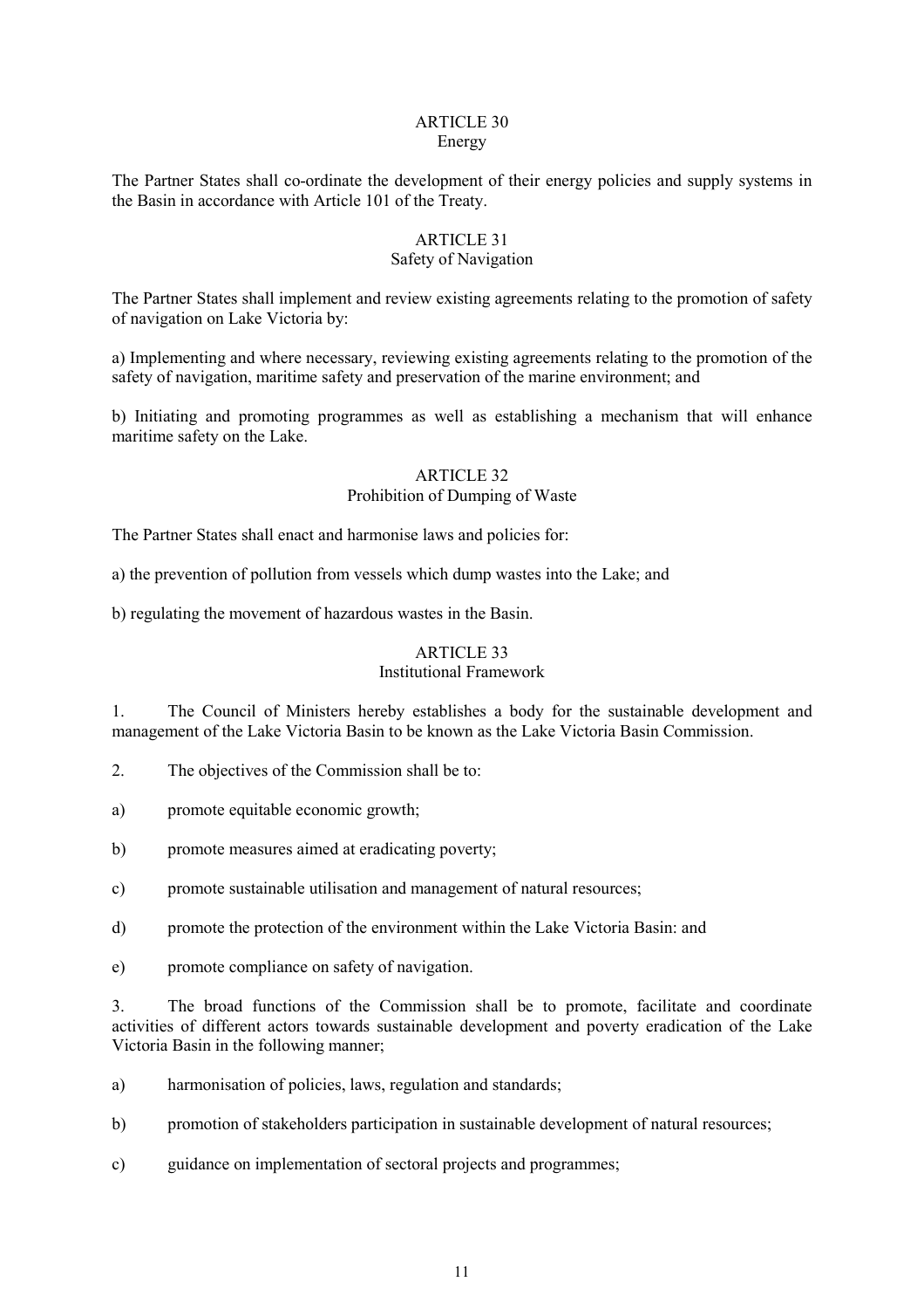## ARTICLE 30
### Energy

The Partner States shall co-ordinate the development of their energy policies and supply systems in the Basin in accordance with Article 101 of the Treaty.

## ARTICLE 31
### Safety of Navigation

The Partner States shall implement and review existing agreements relating to the promotion of safety of navigation on Lake Victoria by:

a) Implementing and where necessary, reviewing existing agreements relating to the promotion of the safety of navigation, maritime safety and preservation of the marine environment; and

b) Initiating and promoting programmes as well as establishing a mechanism that will enhance maritime safety on the Lake.

## ARTICLE 32
### Prohibition of Dumping of Waste

The Partner States shall enact and harmonise laws and policies for:

a) the prevention of pollution from vessels which dump wastes into the Lake; and

b) regulating the movement of hazardous wastes in the Basin.

## ARTICLE 33
### Institutional Framework

1. The Council of Ministers hereby establishes a body for the sustainable development and management of the Lake Victoria Basin to be known as the Lake Victoria Basin Commission.

2. The objectives of the Commission shall be to:

a) promote equitable economic growth;

b) promote measures aimed at eradicating poverty;

c) promote sustainable utilisation and management of natural resources;

d) promote the protection of the environment within the Lake Victoria Basin: and

e) promote compliance on safety of navigation.

3. The broad functions of the Commission shall be to promote, facilitate and coordinate activities of different actors towards sustainable development and poverty eradication of the Lake Victoria Basin in the following manner;

a) harmonisation of policies, laws, regulation and standards;

b) promotion of stakeholders participation in sustainable development of natural resources;

c) guidance on implementation of sectoral projects and programmes;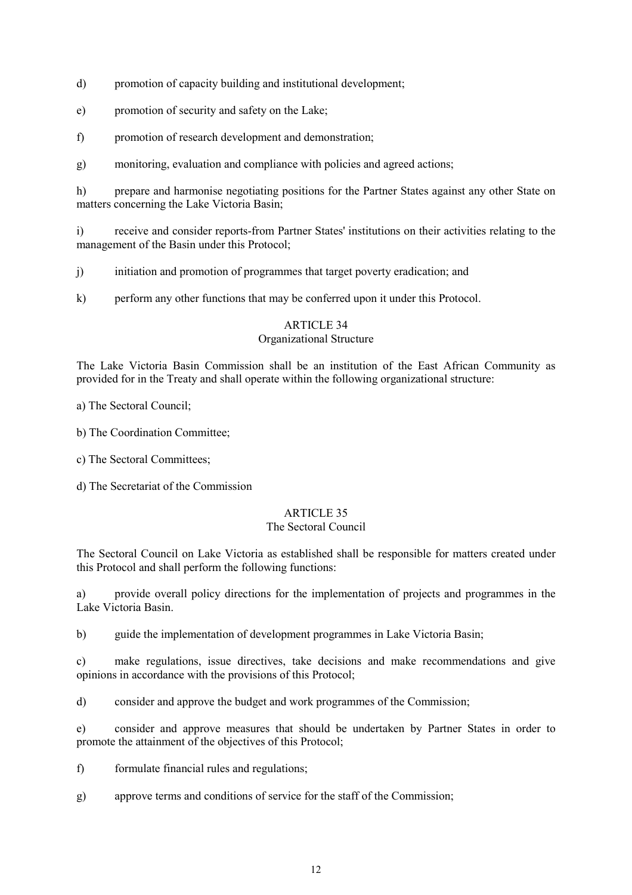d) promotion of capacity building and institutional development;

e) promotion of security and safety on the Lake;

f) promotion of research development and demonstration;

g) monitoring, evaluation and compliance with policies and agreed actions;

h) prepare and harmonise negotiating positions for the Partner States against any other State on matters concerning the Lake Victoria Basin;

i) receive and consider reports-from Partner States' institutions on their activities relating to the management of the Basin under this Protocol;

j) initiation and promotion of programmes that target poverty eradication; and

k) perform any other functions that may be conferred upon it under this Protocol.

## ARTICLE 34
### Organizational Structure

The Lake Victoria Basin Commission shall be an institution of the East African Community as provided for in the Treaty and shall operate within the following organizational structure:

a) The Sectoral Council;

b) The Coordination Committee;

c) The Sectoral Committees;

d) The Secretariat of the Commission

## ARTICLE 35
### The Sectoral Council

The Sectoral Council on Lake Victoria as established shall be responsible for matters created under this Protocol and shall perform the following functions:

a) provide overall policy directions for the implementation of projects and programmes in the Lake Victoria Basin.

b) guide the implementation of development programmes in Lake Victoria Basin;

c) make regulations, issue directives, take decisions and make recommendations and give opinions in accordance with the provisions of this Protocol;

d) consider and approve the budget and work programmes of the Commission;

e) consider and approve measures that should be undertaken by Partner States in order to promote the attainment of the objectives of this Protocol;

f) formulate financial rules and regulations;

g) approve terms and conditions of service for the staff of the Commission;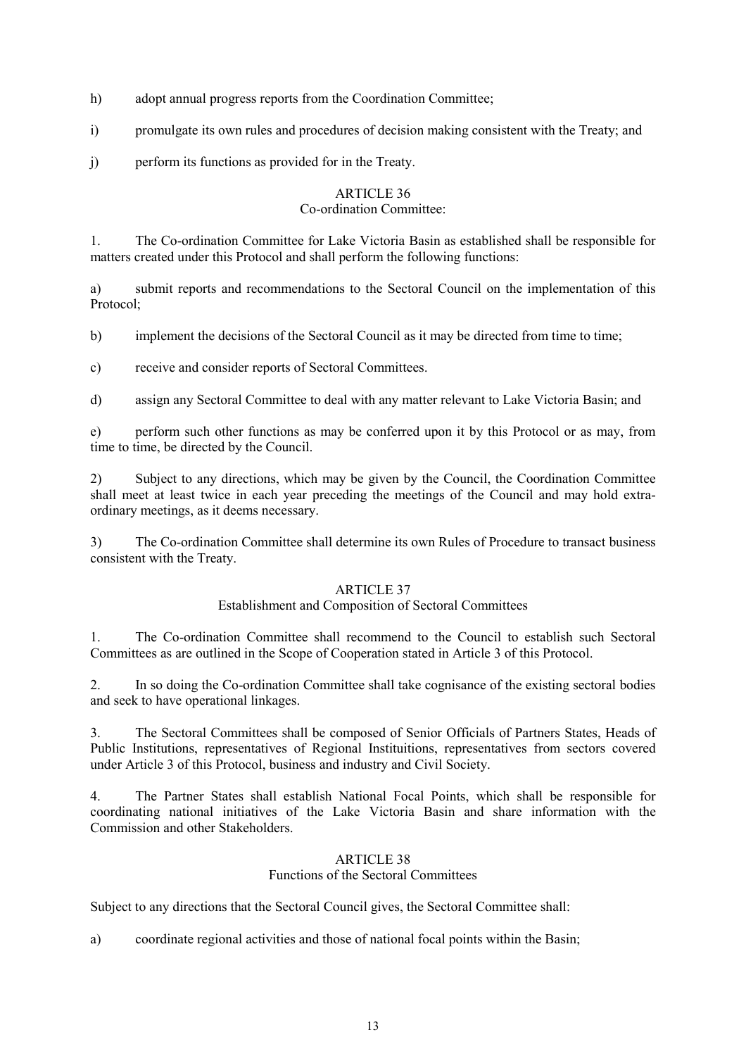h) adopt annual progress reports from the Coordination Committee;

i) promulgate its own rules and procedures of decision making consistent with the Treaty; and

j) perform its functions as provided for in the Treaty.

## ARTICLE 36
### Co-ordination Committee:

1. The Co-ordination Committee for Lake Victoria Basin as established shall be responsible for matters created under this Protocol and shall perform the following functions:

a) submit reports and recommendations to the Sectoral Council on the implementation of this Protocol;

b) implement the decisions of the Sectoral Council as it may be directed from time to time;

c) receive and consider reports of Sectoral Committees.

d) assign any Sectoral Committee to deal with any matter relevant to Lake Victoria Basin; and

e) perform such other functions as may be conferred upon it by this Protocol or as may, from time to time, be directed by the Council.

2) Subject to any directions, which may be given by the Council, the Coordination Committee shall meet at least twice in each year preceding the meetings of the Council and may hold extra-ordinary meetings, as it deems necessary.

3) The Co-ordination Committee shall determine its own Rules of Procedure to transact business consistent with the Treaty.

## ARTICLE 37
### Establishment and Composition of Sectoral Committees

1. The Co-ordination Committee shall recommend to the Council to establish such Sectoral Committees as are outlined in the Scope of Cooperation stated in Article 3 of this Protocol.

2. In so doing the Co-ordination Committee shall take cognisance of the existing sectoral bodies and seek to have operational linkages.

3. The Sectoral Committees shall be composed of Senior Officials of Partners States, Heads of Public Institutions, representatives of Regional Instituitions, representatives from sectors covered under Article 3 of this Protocol, business and industry and Civil Society.

4. The Partner States shall establish National Focal Points, which shall be responsible for coordinating national initiatives of the Lake Victoria Basin and share information with the Commission and other Stakeholders.

## ARTICLE 38
### Functions of the Sectoral Committees

Subject to any directions that the Sectoral Council gives, the Sectoral Committee shall:

a) coordinate regional activities and those of national focal points within the Basin;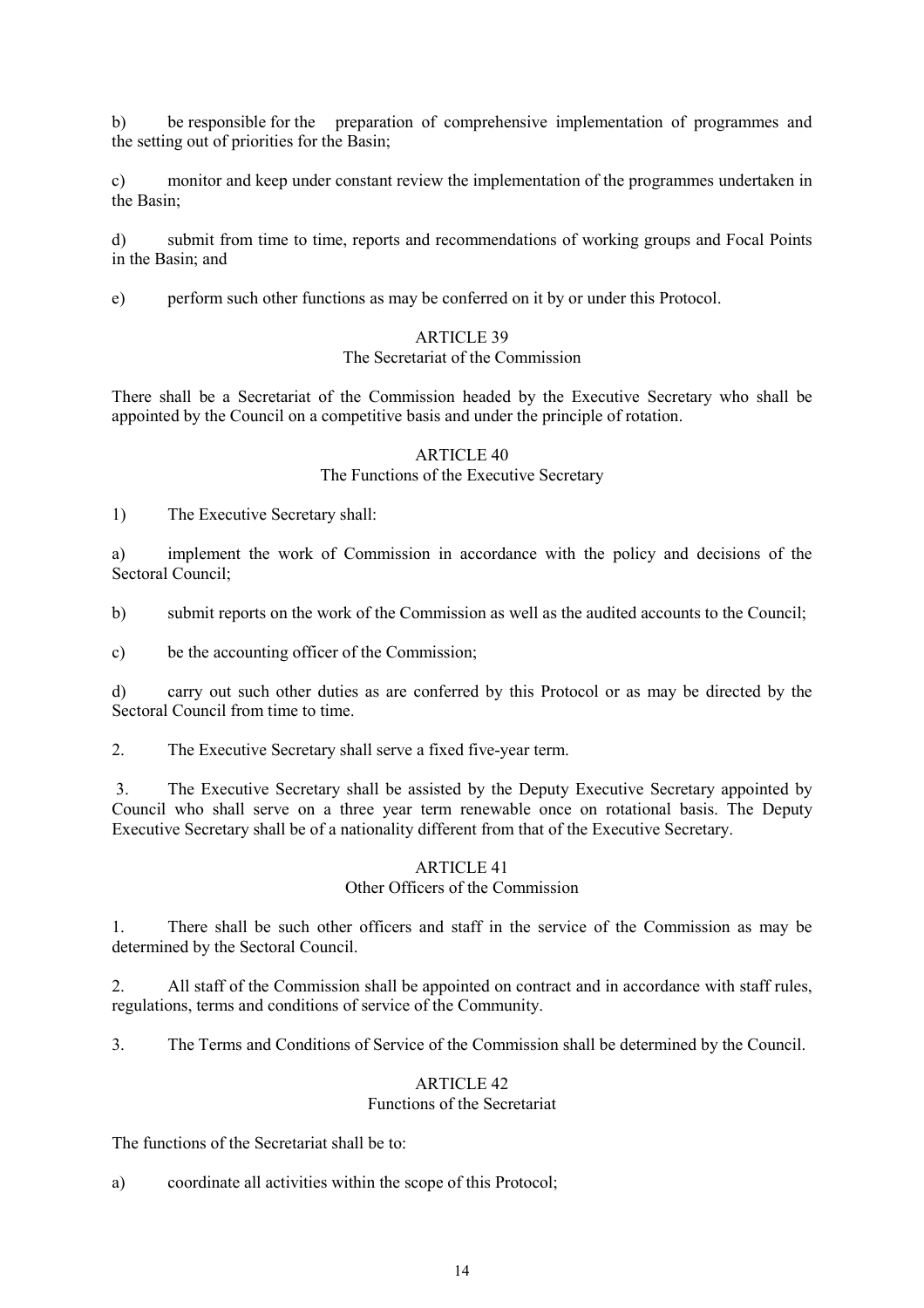b) be responsible for the preparation of comprehensive implementation of programmes and the setting out of priorities for the Basin;

c) monitor and keep under constant review the implementation of the programmes undertaken in the Basin;

d) submit from time to time, reports and recommendations of working groups and Focal Points in the Basin; and

e) perform such other functions as may be conferred on it by or under this Protocol.

### ARTICLE 39
### The Secretariat of the Commission

There shall be a Secretariat of the Commission headed by the Executive Secretary who shall be appointed by the Council on a competitive basis and under the principle of rotation.

### ARTICLE 40
### The Functions of the Executive Secretary

1) The Executive Secretary shall:

a) implement the work of Commission in accordance with the policy and decisions of the Sectoral Council;

b) submit reports on the work of the Commission as well as the audited accounts to the Council;

c) be the accounting officer of the Commission;

d) carry out such other duties as are conferred by this Protocol or as may be directed by the Sectoral Council from time to time.

2. The Executive Secretary shall serve a fixed five-year term.

3. The Executive Secretary shall be assisted by the Deputy Executive Secretary appointed by Council who shall serve on a three year term renewable once on rotational basis. The Deputy Executive Secretary shall be of a nationality different from that of the Executive Secretary.

### ARTICLE 41
### Other Officers of the Commission

1. There shall be such other officers and staff in the service of the Commission as may be determined by the Sectoral Council.

2. All staff of the Commission shall be appointed on contract and in accordance with staff rules, regulations, terms and conditions of service of the Community.

3. The Terms and Conditions of Service of the Commission shall be determined by the Council.

### ARTICLE 42
### Functions of the Secretariat

The functions of the Secretariat shall be to:

a) coordinate all activities within the scope of this Protocol;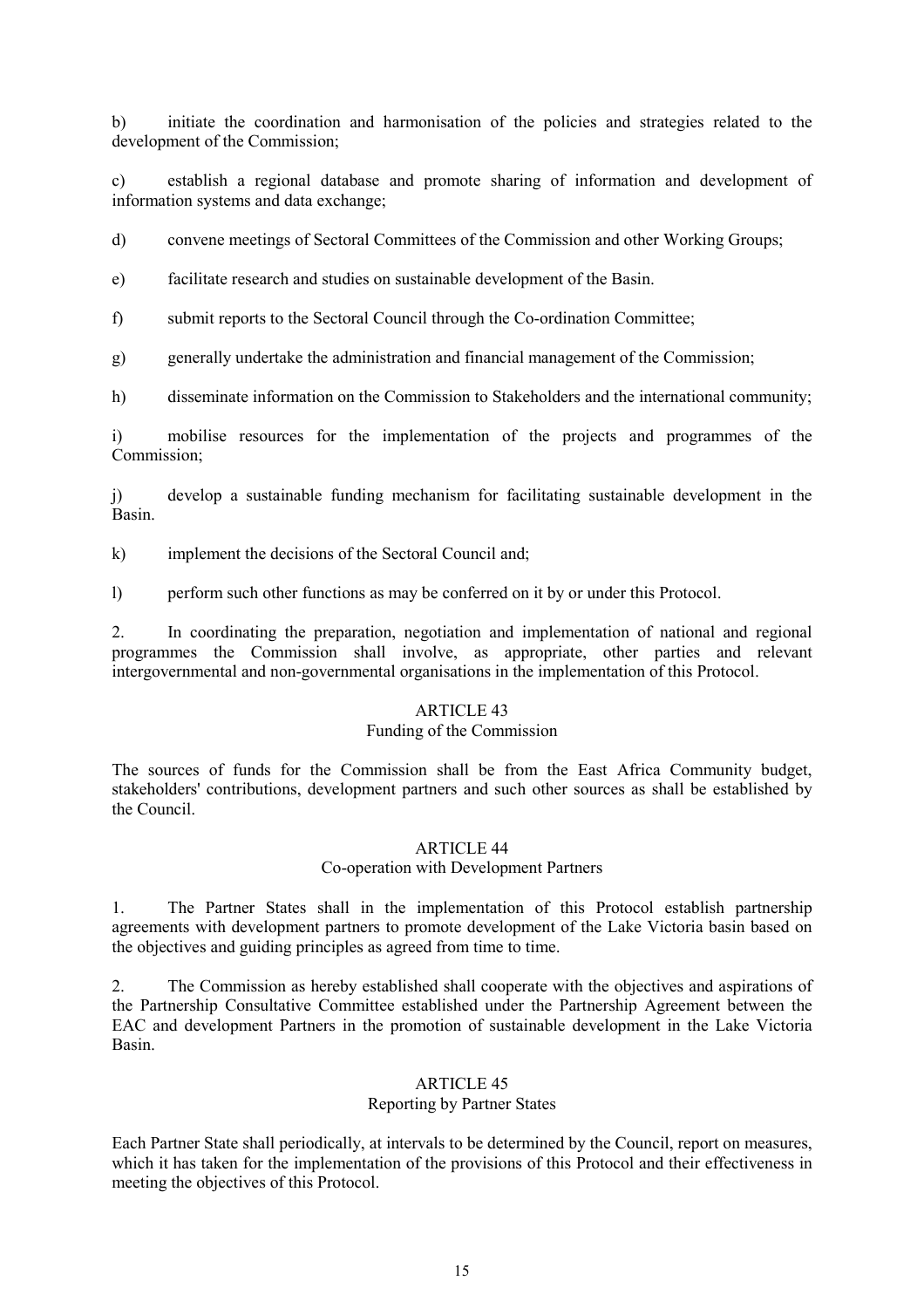b) initiate the coordination and harmonisation of the policies and strategies related to the development of the Commission;

c) establish a regional database and promote sharing of information and development of information systems and data exchange;

d) convene meetings of Sectoral Committees of the Commission and other Working Groups;

e) facilitate research and studies on sustainable development of the Basin.

f) submit reports to the Sectoral Council through the Co-ordination Committee;

g) generally undertake the administration and financial management of the Commission;

h) disseminate information on the Commission to Stakeholders and the international community;

i) mobilise resources for the implementation of the projects and programmes of the Commission;

j) develop a sustainable funding mechanism for facilitating sustainable development in the Basin.

k) implement the decisions of the Sectoral Council and;

l) perform such other functions as may be conferred on it by or under this Protocol.

2. In coordinating the preparation, negotiation and implementation of national and regional programmes the Commission shall involve, as appropriate, other parties and relevant intergovernmental and non-governmental organisations in the implementation of this Protocol.

## ARTICLE 43
### Funding of the Commission

The sources of funds for the Commission shall be from the East Africa Community budget, stakeholders' contributions, development partners and such other sources as shall be established by the Council.

## ARTICLE 44
### Co-operation with Development Partners

1. The Partner States shall in the implementation of this Protocol establish partnership agreements with development partners to promote development of the Lake Victoria basin based on the objectives and guiding principles as agreed from time to time.

2. The Commission as hereby established shall cooperate with the objectives and aspirations of the Partnership Consultative Committee established under the Partnership Agreement between the EAC and development Partners in the promotion of sustainable development in the Lake Victoria Basin.

## ARTICLE 45
### Reporting by Partner States

Each Partner State shall periodically, at intervals to be determined by the Council, report on measures, which it has taken for the implementation of the provisions of this Protocol and their effectiveness in meeting the objectives of this Protocol.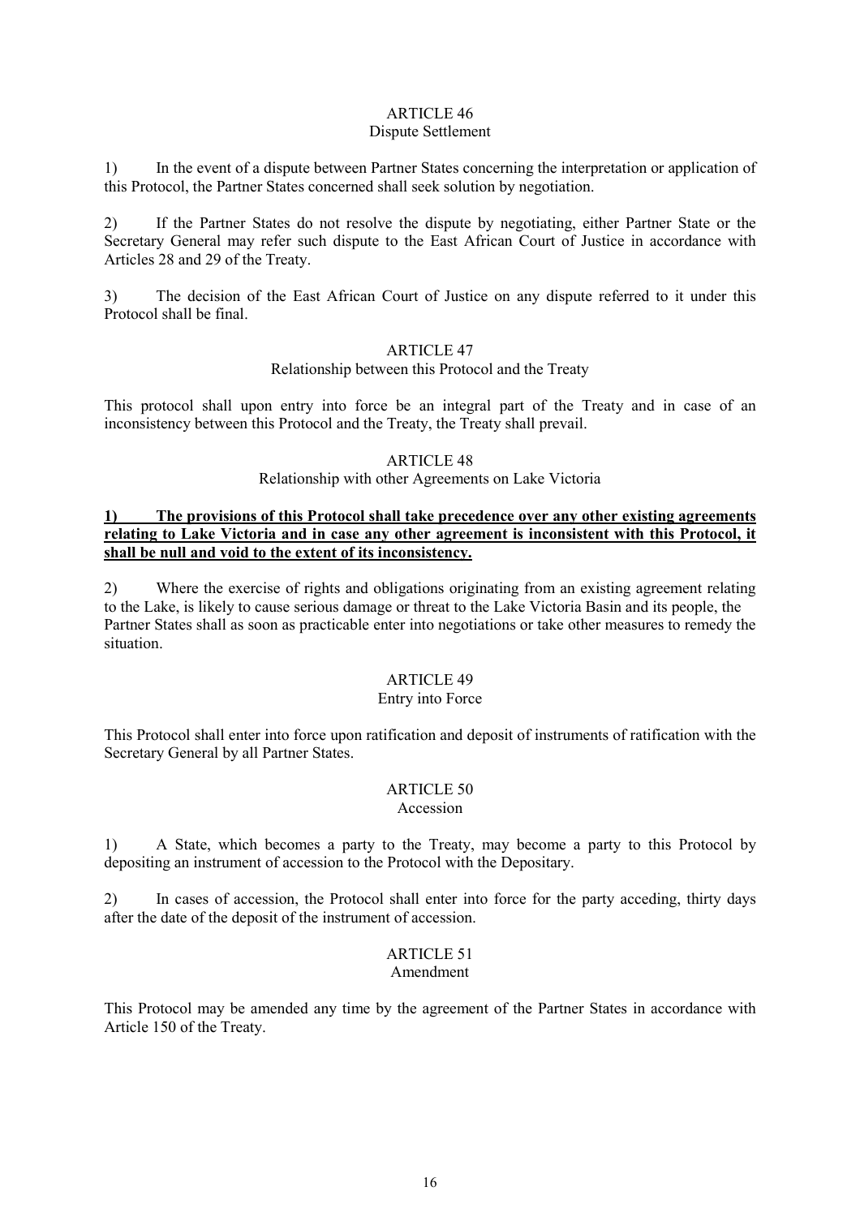## ARTICLE 46
### Dispute Settlement

1) In the event of a dispute between Partner States concerning the interpretation or application of this Protocol, the Partner States concerned shall seek solution by negotiation.

2) If the Partner States do not resolve the dispute by negotiating, either Partner State or the Secretary General may refer such dispute to the East African Court of Justice in accordance with Articles 28 and 29 of the Treaty.

3) The decision of the East African Court of Justice on any dispute referred to it under this Protocol shall be final.

## ARTICLE 47
### Relationship between this Protocol and the Treaty

This protocol shall upon entry into force be an integral part of the Treaty and in case of an inconsistency between this Protocol and the Treaty, the Treaty shall prevail.

## ARTICLE 48
### Relationship with other Agreements on Lake Victoria

**1) The provisions of this Protocol shall take precedence over any other existing agreements relating to Lake Victoria and in case any other agreement is inconsistent with this Protocol, it shall be null and void to the extent of its inconsistency.**

2) Where the exercise of rights and obligations originating from an existing agreement relating to the Lake, is likely to cause serious damage or threat to the Lake Victoria Basin and its people, the Partner States shall as soon as practicable enter into negotiations or take other measures to remedy the situation.

## ARTICLE 49
### Entry into Force

This Protocol shall enter into force upon ratification and deposit of instruments of ratification with the Secretary General by all Partner States.

## ARTICLE 50
### Accession

1) A State, which becomes a party to the Treaty, may become a party to this Protocol by depositing an instrument of accession to the Protocol with the Depositary.

2) In cases of accession, the Protocol shall enter into force for the party acceding, thirty days after the date of the deposit of the instrument of accession.

## ARTICLE 51
### Amendment

This Protocol may be amended any time by the agreement of the Partner States in accordance with Article 150 of the Treaty.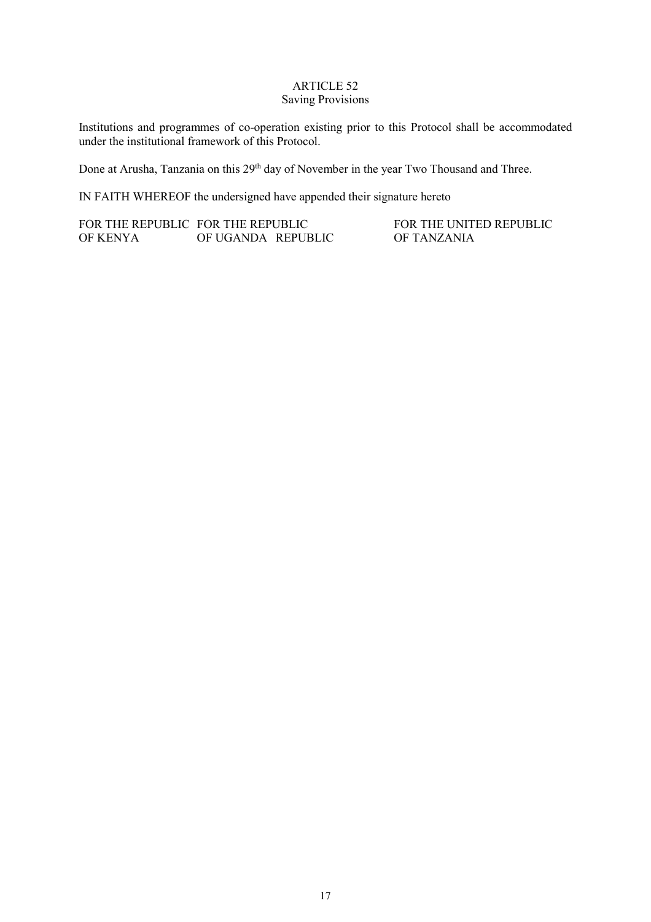## ARTICLE 52
### Saving Provisions

Institutions and programmes of co-operation existing prior to this Protocol shall be accommodated under the institutional framework of this Protocol.

Done at Arusha, Tanzania on this 29th day of November in the year Two Thousand and Three.

IN FAITH WHEREOF the undersigned have appended their signature hereto

| | | |
|---|---|---|
| FOR THE REPUBLIC OF KENYA | FOR THE REPUBLIC OF UGANDA REPUBLIC | FOR THE UNITED REPUBLIC OF TANZANIA |